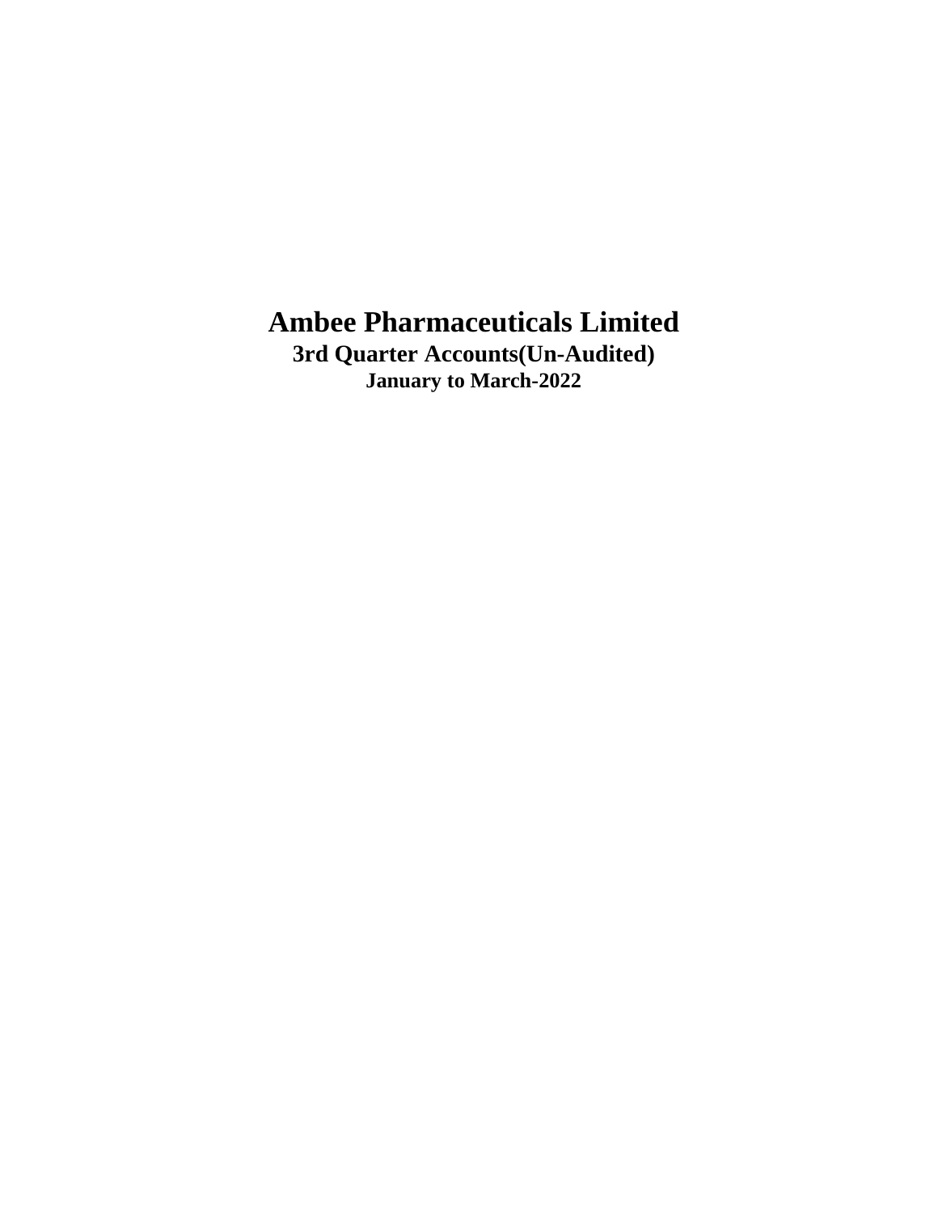# Ambee Pharmaceuticals Limited

## 3rd Quarter Accounts(Un-Audited)

### January to March-2022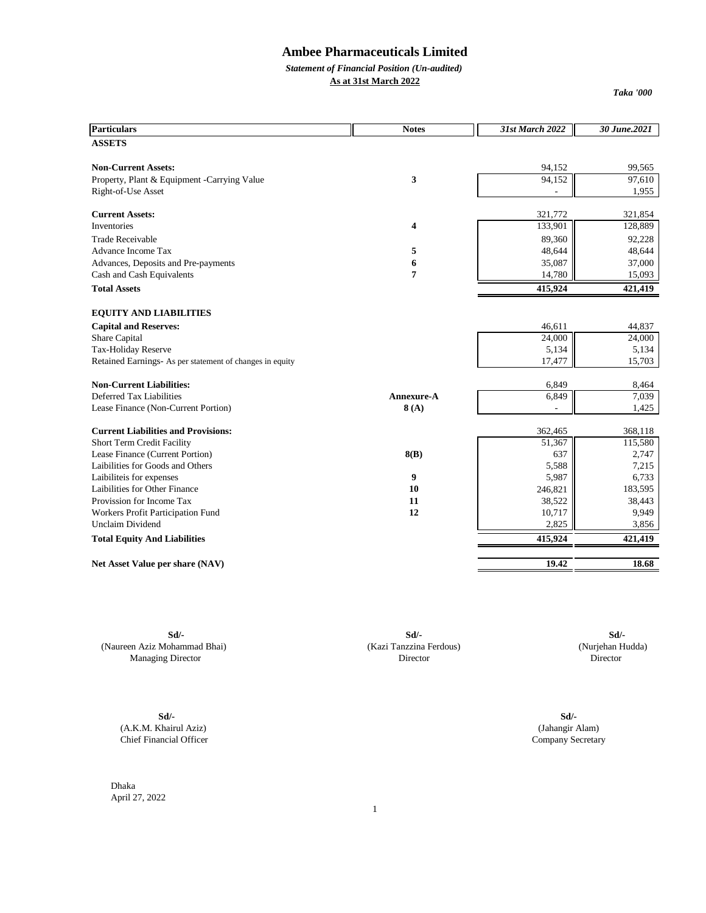# Ambee Pharmaceuticals Limited

***Statement of Financial Position (Un-audited)***

**As at 31st March 2022**

***Taka '000***

| Particulars | Notes | *31st March 2022* | *30 June.2021* |
|---|---|---|---|
| **ASSETS** | | | |
| **Non-Current Assets:** | | 94,152 | 99,565 |
| Property, Plant & Equipment -Carrying Value | **3** | 94,152 | 97,610 |
| Right-of-Use Asset | | - | 1,955 |
| **Current Assets:** | | 321,772 | 321,854 |
| Inventories | **4** | 133,901 | 128,889 |
| Trade Receivable | | 89,360 | 92,228 |
| Advance Income Tax | **5** | 48,644 | 48,644 |
| Advances, Deposits and Pre-payments | **6** | 35,087 | 37,000 |
| Cash and Cash Equivalents | **7** | 14,780 | 15,093 |
| **Total Assets** | | **415,924** | **421,419** |
| **EQUITY AND LIABILITIES** | | | |
| **Capital and Reserves:** | | 46,611 | 44,837 |
| Share Capital | | 24,000 | 24,000 |
| Tax-Holiday Reserve | | 5,134 | 5,134 |
| Retained Earnings- As per statement of changes in equity | | 17,477 | 15,703 |
| **Non-Current Liabilities:** | | 6,849 | 8,464 |
| Deferred Tax Liabilities | **Annexure-A** | 6,849 | 7,039 |
| Lease Finance (Non-Current Portion) | **8 (A)** | - | 1,425 |
| **Current Liabilities and Provisions:** | | 362,465 | 368,118 |
| Short Term Credit Facility | | 51,367 | 115,580 |
| Lease Finance (Current Portion) | **8(B)** | 637 | 2,747 |
| Laibilities for Goods and Others | | 5,588 | 7,215 |
| Laibiliteis for expenses | **9** | 5,987 | 6,733 |
| Laibilities for Other Finance | **10** | 246,821 | 183,595 |
| Provission for Income Tax | **11** | 38,522 | 38,443 |
| Workers Profit Participation Fund | **12** | 10,717 | 9,949 |
| Unclaim Dividend | | 2,825 | 3,856 |
| **Total Equity And Liabilities** | | **415,924** | **421,419** |
| **Net Asset Value per share (NAV)** | | **19.42** | **18.68** |

| | | |
|---|---|---|
| **Sd/-** | **Sd/-** | **Sd/-** |
| (Naureen Aziz Mohammad Bhai) | (Kazi Tanzzina Ferdous) | (Nurjehan Hudda) |
| Managing Director | Director | Director |

| | |
|---|---|
| **Sd/-** | **Sd/-** |
| (A.K.M. Khairul Aziz) | (Jahangir Alam) |
| Chief Financial Officer | Company Secretary |

Dhaka
April 27, 2022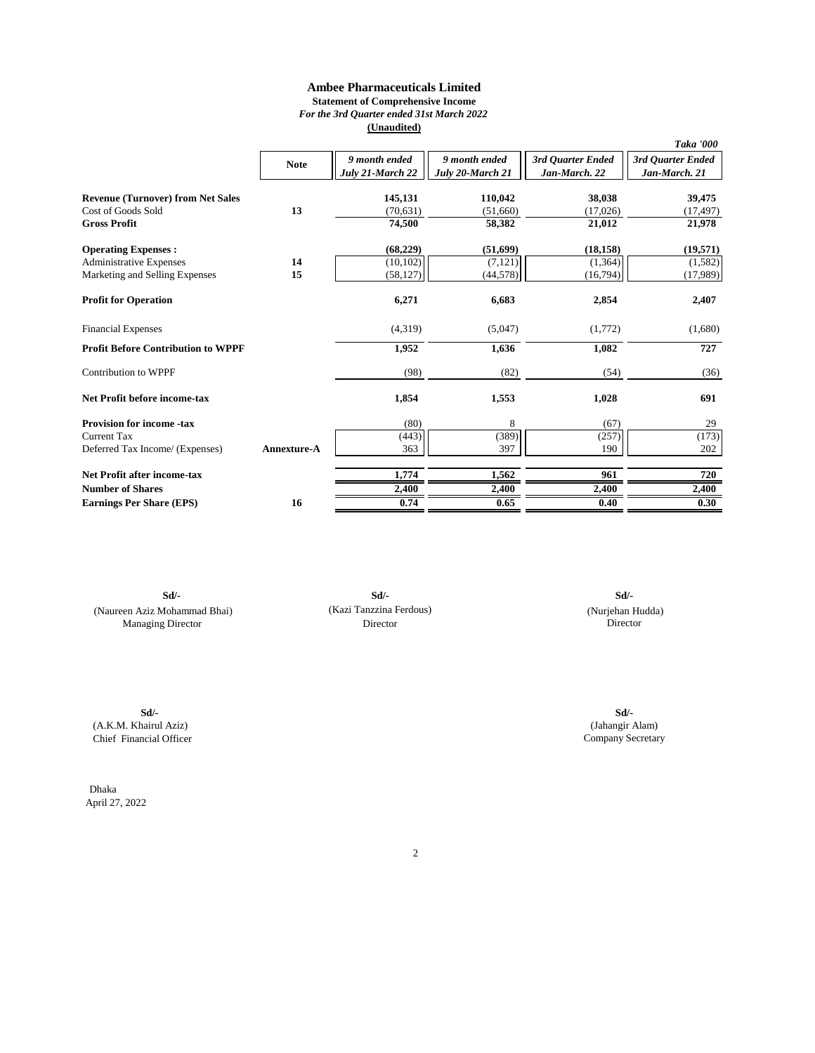# Ambee Pharmaceuticals Limited

**Statement of Comprehensive Income**

*For the 3rd Quarter ended 31st March 2022*

**(Unaudited)**

*Taka '000*

| | Note | *9 month ended July 21-March 22* | *9 month ended July 20-March 21* | *3rd Quarter Ended Jan-March. 22* | *3rd Quarter Ended Jan-March. 21* |
|---|---|---|---|---|---|
| **Revenue (Turnover) from Net Sales** | | **145,131** | **110,042** | **38,038** | **39,475** |
| Cost of Goods Sold | **13** | (70,631) | (51,660) | (17,026) | (17,497) |
| **Gross Profit** | | **74,500** | **58,382** | **21,012** | **21,978** |
| **Operating Expenses :** | | **(68,229)** | **(51,699)** | **(18,158)** | **(19,571)** |
| Administrative Expenses | **14** | (10,102) | (7,121) | (1,364) | (1,582) |
| Marketing and Selling Expenses | **15** | (58,127) | (44,578) | (16,794) | (17,989) |
| **Profit for Operation** | | **6,271** | **6,683** | **2,854** | **2,407** |
| Financial Expenses | | (4,319) | (5,047) | (1,772) | (1,680) |
| **Profit Before Contribution to WPPF** | | **1,952** | **1,636** | **1,082** | **727** |
| Contribution to WPPF | | (98) | (82) | (54) | (36) |
| **Net Profit before income-tax** | | **1,854** | **1,553** | **1,028** | **691** |
| **Provision for income -tax** | | (80) | 8 | (67) | 29 |
| Current Tax | | (443) | (389) | (257) | (173) |
| Deferred Tax Income/ (Expenses) | **Annexture-A** | 363 | 397 | 190 | 202 |
| **Net Profit after income-tax** | | **1,774** | **1,562** | **961** | **720** |
| **Number of Shares** | | **2,400** | **2,400** | **2,400** | **2,400** |
| **Earnings Per Share (EPS)** | **16** | **0.74** | **0.65** | **0.40** | **0.30** |

**Sd/-**
(Naureen Aziz Mohammad Bhai)
Managing Director

**Sd/-**
(Kazi Tanzzina Ferdous)
Director

**Sd/-**
(Nurjehan Hudda)
Director

**Sd/-**
(A.K.M. Khairul Aziz)
Chief Financial Officer

**Sd/-**
(Jahangir Alam)
Company Secretary

Dhaka
April 27, 2022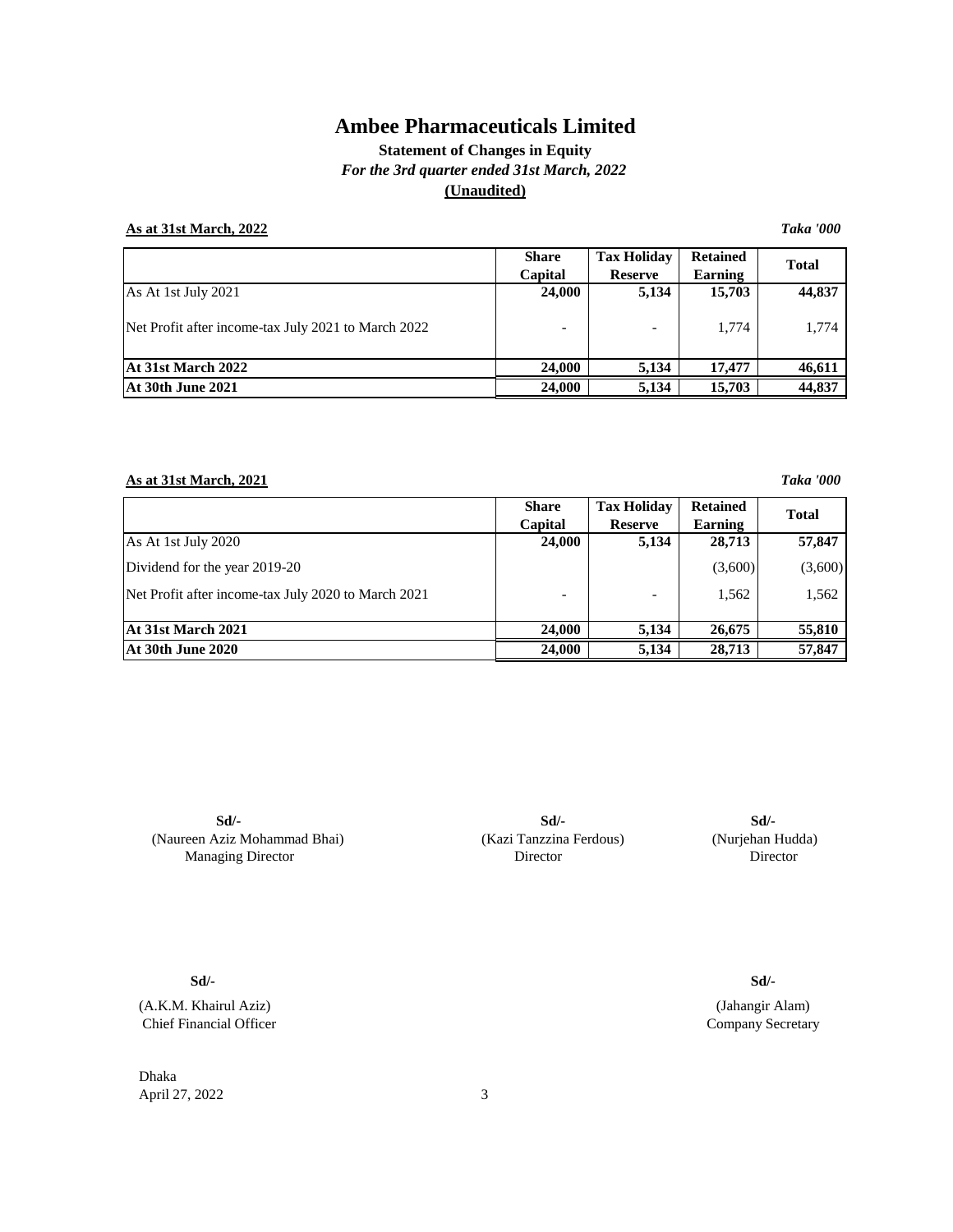# Ambee Pharmaceuticals Limited

### Statement of Changes in Equity

***For the 3rd quarter ended 31st March, 2022***

**(Unaudited)**

**As at 31st March, 2022** ***Taka '000***

| | Share Capital | Tax Holiday Reserve | Retained Earning | Total |
|---|---|---|---|---|
| As At 1st July 2021 | **24,000** | **5,134** | **15,703** | **44,837** |
| Net Profit after income-tax July 2021 to March 2022 | - | - | 1,774 | 1,774 |
| **At 31st March 2022** | **24,000** | **5,134** | **17,477** | **46,611** |
| **At 30th June 2021** | **24,000** | **5,134** | **15,703** | **44,837** |

**As at 31st March, 2021** ***Taka '000***

| | Share Capital | Tax Holiday Reserve | Retained Earning | Total |
|---|---|---|---|---|
| As At 1st July 2020 | **24,000** | **5,134** | **28,713** | **57,847** |
| Dividend for the year 2019-20 | | | (3,600) | (3,600) |
| Net Profit after income-tax July 2020 to March 2021 | - | - | 1,562 | 1,562 |
| **At 31st March 2021** | **24,000** | **5,134** | **26,675** | **55,810** |
| **At 30th June 2020** | **24,000** | **5,134** | **28,713** | **57,847** |

**Sd/-**
(Naureen Aziz Mohammad Bhai)
Managing Director

**Sd/-**
(Kazi Tanzzina Ferdous)
Director

**Sd/-**
(Nurjehan Hudda)
Director

**Sd/-**
(A.K.M. Khairul Aziz)
Chief Financial Officer

**Sd/-**
(Jahangir Alam)
Company Secretary

Dhaka
April 27, 2022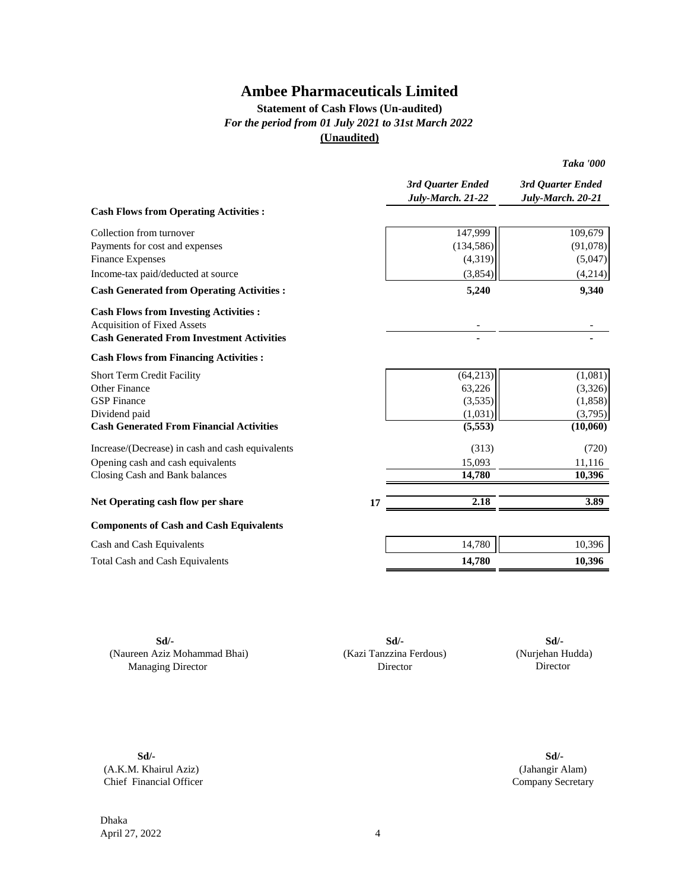# Ambee Pharmaceuticals Limited

**Statement of Cash Flows (Un-audited)**

***For the period from 01 July 2021 to 31st March 2022***

**(Unaudited)**

***Taka '000***

| | | *3rd Quarter Ended July-March. 21-22* | *3rd Quarter Ended July-March. 20-21* |
|---|---|---|---|
| **Cash Flows from Operating Activities :** | | | |
| Collection from turnover | | 147,999 | 109,679 |
| Payments for cost and expenses | | (134,586) | (91,078) |
| Finance Expenses | | (4,319) | (5,047) |
| Income-tax paid/deducted at source | | (3,854) | (4,214) |
| **Cash Generated from Operating Activities :** | | **5,240** | **9,340** |
| **Cash Flows from Investing Activities :** | | | |
| Acquisition of Fixed Assets | | - | - |
| **Cash Generated From Investment Activities** | | **-** | **-** |
| **Cash Flows from Financing Activities :** | | | |
| Short Term Credit Facility | | (64,213) | (1,081) |
| Other Finance | | 63,226 | (3,326) |
| GSP Finance | | (3,535) | (1,858) |
| Dividend paid | | (1,031) | (3,795) |
| **Cash Generated From Financial Activities** | | **(5,553)** | **(10,060)** |
| Increase/(Decrease) in cash and cash equivalents | | (313) | (720) |
| Opening cash and cash equivalents | | 15,093 | 11,116 |
| Closing Cash and Bank balances | | **14,780** | **10,396** |
| **Net Operating cash flow per share** | **17** | **2.18** | **3.89** |
| **Components of Cash and Cash Equivalents** | | | |
| Cash and Cash Equivalents | | 14,780 | 10,396 |
| Total Cash and Cash Equivalents | | **14,780** | **10,396** |

**Sd/-**
(Naureen Aziz Mohammad Bhai)
Managing Director

**Sd/-**
(Kazi Tanzzina Ferdous)
Director

**Sd/-**
(Nurjehan Hudda)
Director

**Sd/-**
(A.K.M. Khairul Aziz)
Chief Financial Officer

**Sd/-**
(Jahangir Alam)
Company Secretary

Dhaka
April 27, 2022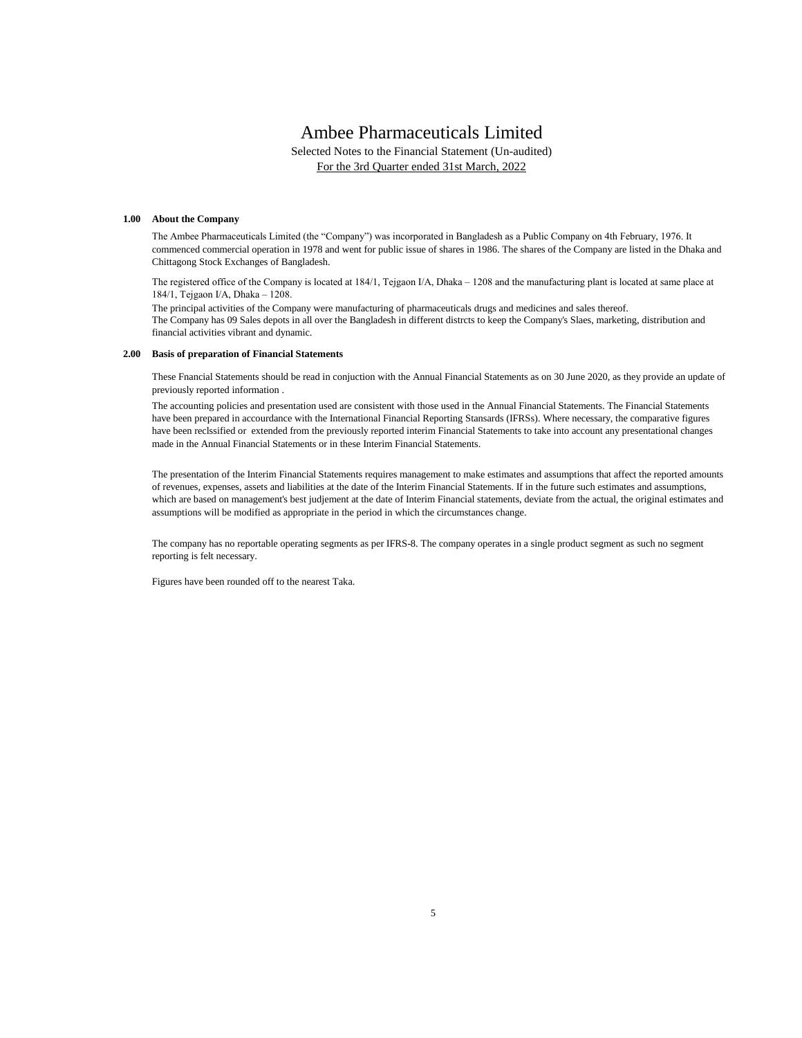# Ambee Pharmaceuticals Limited

Selected Notes to the Financial Statement (Un-audited)

For the 3rd Quarter ended 31st March, 2022

**1.00 About the Company**

The Ambee Pharmaceuticals Limited (the "Company") was incorporated in Bangladesh as a Public Company on 4th February, 1976. It commenced commercial operation in 1978 and went for public issue of shares in 1986. The shares of the Company are listed in the Dhaka and Chittagong Stock Exchanges of Bangladesh.

The registered office of the Company is located at 184/1, Tejgaon I/A, Dhaka – 1208 and the manufacturing plant is located at same place at 184/1, Tejgaon I/A, Dhaka – 1208.

The principal activities of the Company were manufacturing of pharmaceuticals drugs and medicines and sales thereof.
The Company has 09 Sales depots in all over the Bangladesh in different distrcts to keep the Company's Slaes, marketing, distribution and financial activities vibrant and dynamic.

**2.00 Basis of preparation of Financial Statements**

These Fnancial Statements should be read in conjuction with the Annual Financial Statements as on 30 June 2020, as they provide an update of previously reported information .

The accounting policies and presentation used are consistent with those used in the Annual Financial Statements. The Financial Statements have been prepared in accourdance with the International Financial Reporting Stansards (IFRSs). Where necessary, the comparative figures have been reclssified or extended from the previously reported interim Financial Statements to take into account any presentational changes made in the Annual Financial Statements or in these Interim Financial Statements.

The presentation of the Interim Financial Statements requires management to make estimates and assumptions that affect the reported amounts of revenues, expenses, assets and liabilities at the date of the Interim Financial Statements. If in the future such estimates and assumptions, which are based on management's best judjement at the date of Interim Financial statements, deviate from the actual, the original estimates and assumptions will be modified as appropriate in the period in which the circumstances change.

The company has no reportable operating segments as per IFRS-8. The company operates in a single product segment as such no segment reporting is felt necessary.

Figures have been rounded off to the nearest Taka.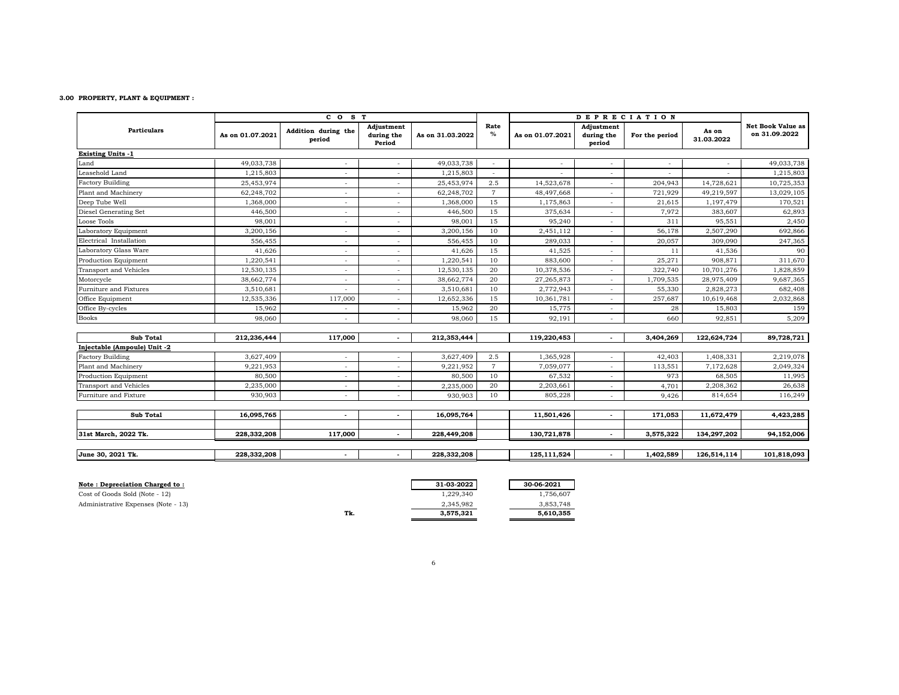**3.00 PROPERTY, PLANT & EQUIPMENT :**

| Particulars | C O S T | | | | Rate % | D E P R E C I A T I O N | | | | Net Book Value as on 31.09.2022 |
|---|---|---|---|---|---|---|---|---|---|---|
| | As on 01.07.2021 | Addition during the period | Adjustment during the Period | As on 31.03.2022 | | As on 01.07.2021 | Adjustment during the period | For the period | As on 31.03.2022 | |
| **Existing Units -1** | | | | | | | | | | |
| Land | 49,033,738 | - | - | 49,033,738 | - | - | - | - | - | 49,033,738 |
| Leasehold Land | 1,215,803 | - | - | 1,215,803 | - | - | - | - | - | 1,215,803 |
| Factory Building | 25,453,974 | - | - | 25,453,974 | 2.5 | 14,523,678 | - | 204,943 | 14,728,621 | 10,725,353 |
| Plant and Machinery | 62,248,702 | - | - | 62,248,702 | 7 | 48,497,668 | - | 721,929 | 49,219,597 | 13,029,105 |
| Deep Tube Well | 1,368,000 | - | - | 1,368,000 | 15 | 1,175,863 | - | 21,615 | 1,197,479 | 170,521 |
| Diesel Generating Set | 446,500 | - | - | 446,500 | 15 | 375,634 | - | 7,972 | 383,607 | 62,893 |
| Loose Tools | 98,001 | - | - | 98,001 | 15 | 95,240 | - | 311 | 95,551 | 2,450 |
| Laboratory Equipment | 3,200,156 | - | - | 3,200,156 | 10 | 2,451,112 | - | 56,178 | 2,507,290 | 692,866 |
| Electrical Installation | 556,455 | - | - | 556,455 | 10 | 289,033 | - | 20,057 | 309,090 | 247,365 |
| Laboratory Glass Ware | 41,626 | - | - | 41,626 | 15 | 41,525 | - | 11 | 41,536 | 90 |
| Production Equipment | 1,220,541 | - | - | 1,220,541 | 10 | 883,600 | - | 25,271 | 908,871 | 311,670 |
| Transport and Vehicles | 12,530,135 | - | - | 12,530,135 | 20 | 10,378,536 | - | 322,740 | 10,701,276 | 1,828,859 |
| Motorcycle | 38,662,774 | - | - | 38,662,774 | 20 | 27,265,873 | - | 1,709,535 | 28,975,409 | 9,687,365 |
| Furniture and Fixtures | 3,510,681 | - | - | 3,510,681 | 10 | 2,772,943 | - | 55,330 | 2,828,273 | 682,408 |
| Office Equipment | 12,535,336 | 117,000 | - | 12,652,336 | 15 | 10,361,781 | - | 257,687 | 10,619,468 | 2,032,868 |
| Office By-cycles | 15,962 | - | - | 15,962 | 20 | 15,775 | - | 28 | 15,803 | 159 |
| Books | 98,060 | - | - | 98,060 | 15 | 92,191 | - | 660 | 92,851 | 5,209 |
| **Sub Total** | **212,236,444** | **117,000** | **-** | **212,353,444** | | **119,220,453** | **-** | **3,404,269** | **122,624,724** | **89,728,721** |
| **Injectable (Ampoule) Unit -2** | | | | | | | | | | |
| Factory Building | 3,627,409 | - | - | 3,627,409 | 2.5 | 1,365,928 | - | 42,403 | 1,408,331 | 2,219,078 |
| Plant and Machinery | 9,221,953 | - | - | 9,221,952 | 7 | 7,059,077 | - | 113,551 | 7,172,628 | 2,049,324 |
| Production Equipment | 80,500 | - | - | 80,500 | 10 | 67,532 | - | 973 | 68,505 | 11,995 |
| Transport and Vehicles | 2,235,000 | - | - | 2,235,000 | 20 | 2,203,661 | - | 4,701 | 2,208,362 | 26,638 |
| Furniture and Fixture | 930,903 | - | - | 930,903 | 10 | 805,228 | - | 9,426 | 814,654 | 116,249 |
| **Sub Total** | **16,095,765** | **-** | **-** | **16,095,764** | | **11,501,426** | **-** | **171,053** | **11,672,479** | **4,423,285** |
| **31st March, 2022 Tk.** | **228,332,208** | **117,000** | **-** | **228,449,208** | | **130,721,878** | **-** | **3,575,322** | **134,297,202** | **94,152,006** |
| **June 30, 2021 Tk.** | **228,332,208** | **-** | **-** | **228,332,208** | | **125,111,524** | **-** | **1,402,589** | **126,514,114** | **101,818,093** |

**Note : Depreciation Charged to :**

| | 31-03-2022 | 30-06-2021 |
|---|---|---|
| Cost of Goods Sold (Note - 12) | 1,229,340 | 1,756,607 |
| Administrative Expenses (Note - 13) | 2,345,982 | 3,853,748 |
| Tk. | **3,575,321** | **5,610,355** |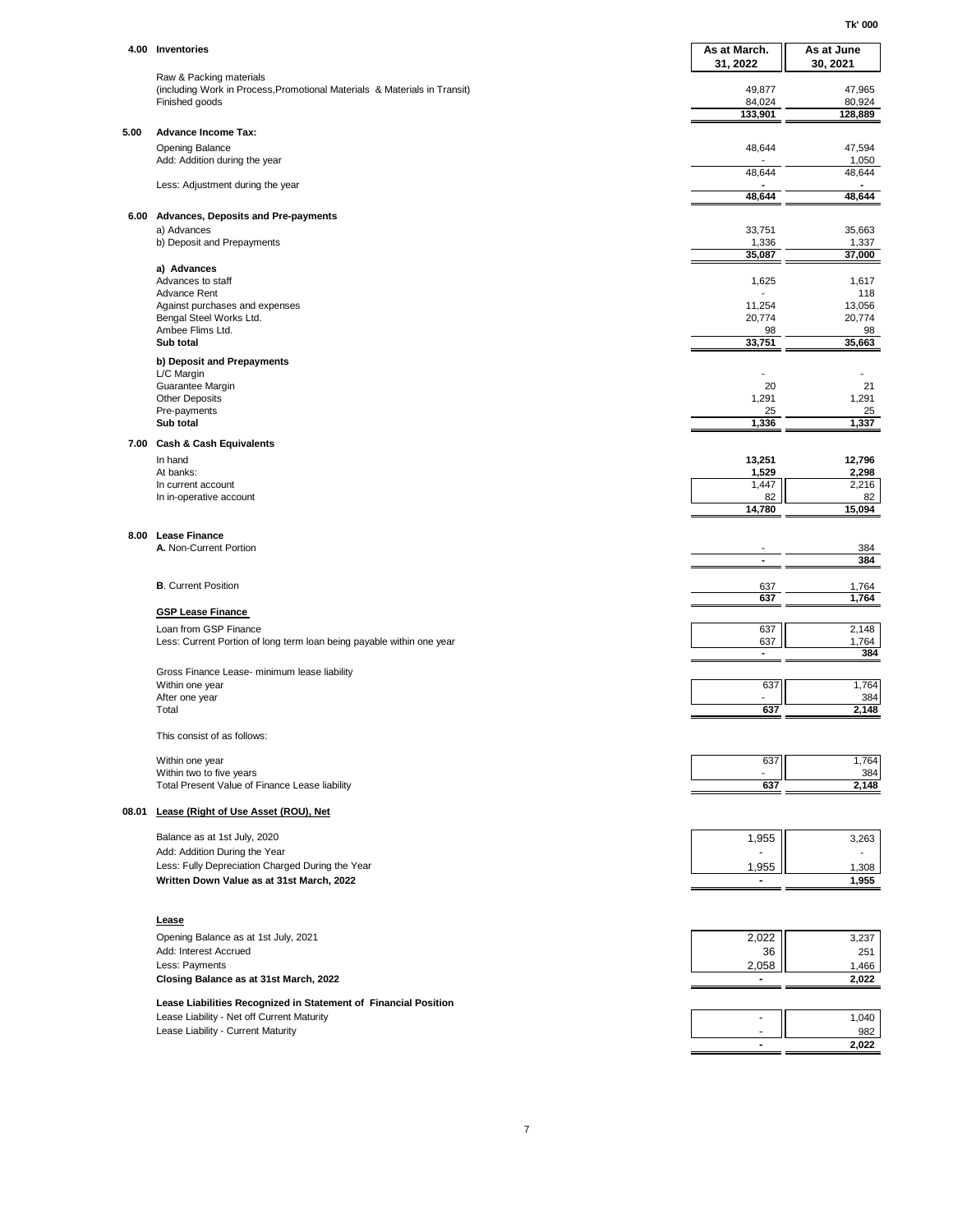Tk' 000

## 4.00 Inventories

| | As at March. 31, 2022 | As at June 30, 2021 |
|---|---|---|
| Raw & Packing materials (including Work in Process,Promotional Materials & Materials in Transit) | 49,877 | 47,965 |
| Finished goods | 84,024 | 80,924 |
| | **133,901** | **128,889** |

## 5.00 Advance Income Tax:

| | | |
|---|---|---|
| Opening Balance | 48,644 | 47,594 |
| Add: Addition during the year | - | 1,050 |
| | 48,644 | 48,644 |
| Less: Adjustment during the year | - | - |
| | **48,644** | **48,644** |

## 6.00 Advances, Deposits and Pre-payments

| | | |
|---|---|---|
| a) Advances | 33,751 | 35,663 |
| b) Deposit and Prepayments | 1,336 | 1,337 |
| | **35,087** | **37,000** |
| **a) Advances** | | |
| Advances to staff | 1,625 | 1,617 |
| Advance Rent | - | 118 |
| Against purchases and expenses | 11,254 | 13,056 |
| Bengal Steel Works Ltd. | 20,774 | 20,774 |
| Ambee Flims Ltd. | 98 | 98 |
| **Sub total** | **33,751** | **35,663** |
| **b) Deposit and Prepayments** | | |
| L/C Margin | - | - |
| Guarantee Margin | 20 | 21 |
| Other Deposits | 1,291 | 1,291 |
| Pre-payments | 25 | 25 |
| **Sub total** | **1,336** | **1,337** |

## 7.00 Cash & Cash Equivalents

| | | |
|---|---|---|
| In hand | **13,251** | **12,796** |
| At banks: | **1,529** | **2,298** |
| In current account | 1,447 | 2,216 |
| In in-operative account | 82 | 82 |
| | **14,780** | **15,094** |

## 8.00 Lease Finance

| | | |
|---|---|---|
| **A.** Non-Current Portion | - | 384 |
| | **-** | **384** |
| **B**. Current Position | 637 | 1,764 |
| | **637** | **1,764** |

**GSP Lease Finance**

| | | |
|---|---|---|
| Loan from GSP Finance | 637 | 2,148 |
| Less: Current Portion of long term loan being payable within one year | 637 | 1,764 |
| | **-** | **384** |
| Gross Finance Lease- minimum lease liability | | |
| Within one year | 637 | 1,764 |
| After one year | - | 384 |
| Total | **637** | **2,148** |

This consist of as follows:

| | | |
|---|---|---|
| Within one year | 637 | 1,764 |
| Within two to five years | - | 384 |
| Total Present Value of Finance Lease liability | **637** | **2,148** |

## 08.01 Lease (Right of Use Asset (ROU), Net

| | | |
|---|---|---|
| Balance as at 1st July, 2020 | 1,955 | 3,263 |
| Add: Addition During the Year | - | - |
| Less: Fully Depreciation Charged During the Year | 1,955 | 1,308 |
| **Written Down Value as at 31st March, 2022** | **-** | **1,955** |

**Lease**

| | | |
|---|---|---|
| Opening Balance as at 1st July, 2021 | 2,022 | 3,237 |
| Add: Interest Accrued | 36 | 251 |
| Less: Payments | 2,058 | 1,466 |
| **Closing Balance as at 31st March, 2022** | **-** | **2,022** |

**Lease Liabilities Recognized in Statement of Financial Position**

| | | |
|---|---|---|
| Lease Liability - Net off Current Maturity | - | 1,040 |
| Lease Liability - Current Maturity | - | 982 |
| | **-** | **2,022** |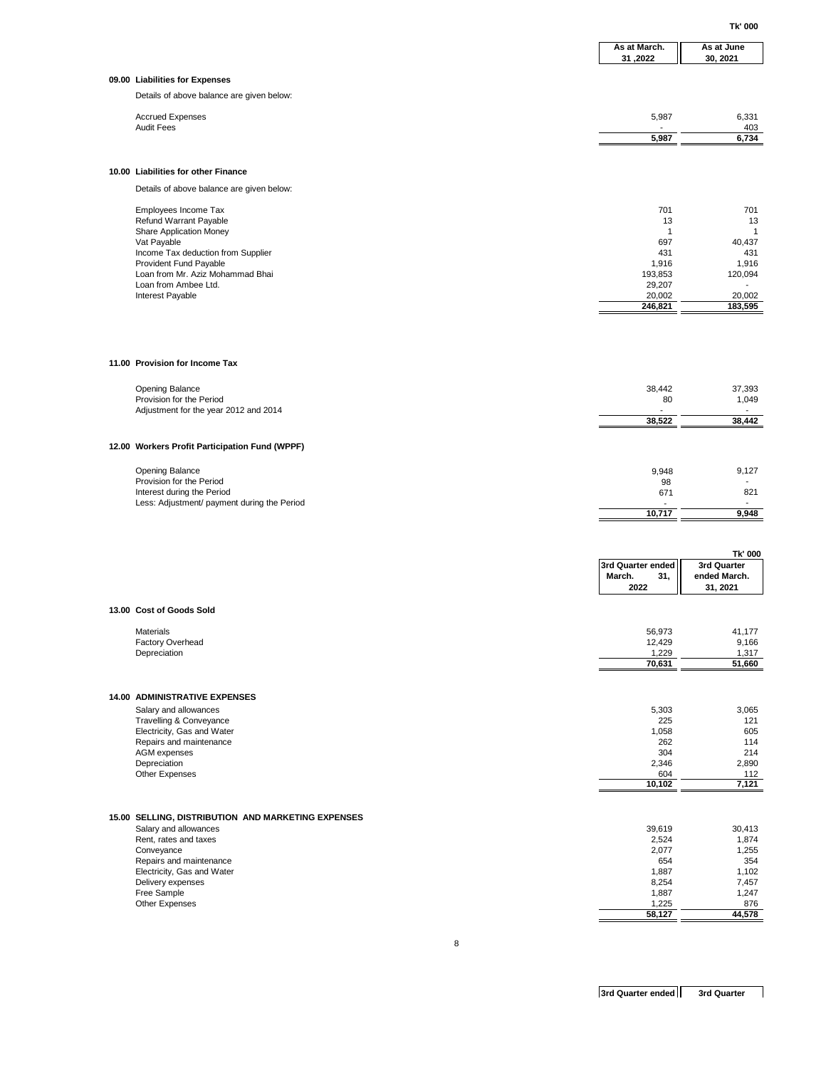Tk' 000

| | As at March. 31 ,2022 | As at June 30, 2021 |
|---|---|---|

## 09.00 Liabilities for Expenses

Details of above balance are given below:

| | As at March. 31 ,2022 | As at June 30, 2021 |
|---|---|---|
| Accrued Expenses | 5,987 | 6,331 |
| Audit Fees | - | 403 |
| | **5,987** | **6,734** |

## 10.00 Liabilities for other Finance

Details of above balance are given below:

| | As at March. 31 ,2022 | As at June 30, 2021 |
|---|---|---|
| Employees Income Tax | 701 | 701 |
| Refund Warrant Payable | 13 | 13 |
| Share Application Money | 1 | 1 |
| Vat Payable | 697 | 40,437 |
| Income Tax deduction from Supplier | 431 | 431 |
| Provident Fund Payable | 1,916 | 1,916 |
| Loan from Mr. Aziz Mohammad Bhai | 193,853 | 120,094 |
| Loan from Ambee Ltd. | 29,207 | - |
| Interest Payable | 20,002 | 20,002 |
| | **246,821** | **183,595** |

## 11.00 Provision for Income Tax

| | As at March. 31 ,2022 | As at June 30, 2021 |
|---|---|---|
| Opening Balance | 38,442 | 37,393 |
| Provision for the Period | 80 | 1,049 |
| Adjustment for the year 2012 and 2014 | - | - |
| | **38,522** | **38,442** |

## 12.00 Workers Profit Participation Fund (WPPF)

| | As at March. 31 ,2022 | As at June 30, 2021 |
|---|---|---|
| Opening Balance | 9,948 | 9,127 |
| Provision for the Period | 98 | - |
| Interest during the Period | 671 | 821 |
| Less: Adjustment/ payment during the Period | - | - |
| | **10,717** | **9,948** |

Tk' 000

## 13.00 Cost of Goods Sold

| | 3rd Quarter ended March. 31, 2022 | 3rd Quarter ended March. 31, 2021 |
|---|---|---|
| Materials | 56,973 | 41,177 |
| Factory Overhead | 12,429 | 9,166 |
| Depreciation | 1,229 | 1,317 |
| | **70,631** | **51,660** |

## 14.00 ADMINISTRATIVE EXPENSES

| | 3rd Quarter ended March. 31, 2022 | 3rd Quarter ended March. 31, 2021 |
|---|---|---|
| Salary and allowances | 5,303 | 3,065 |
| Travelling & Conveyance | 225 | 121 |
| Electricity, Gas and Water | 1,058 | 605 |
| Repairs and maintenance | 262 | 114 |
| AGM expenses | 304 | 214 |
| Depreciation | 2,346 | 2,890 |
| Other Expenses | 604 | 112 |
| | **10,102** | **7,121** |

## 15.00 SELLING, DISTRIBUTION AND MARKETING EXPENSES

| | 3rd Quarter ended March. 31, 2022 | 3rd Quarter ended March. 31, 2021 |
|---|---|---|
| Salary and allowances | 39,619 | 30,413 |
| Rent, rates and taxes | 2,524 | 1,874 |
| Conveyance | 2,077 | 1,255 |
| Repairs and maintenance | 654 | 354 |
| Electricity, Gas and Water | 1,887 | 1,102 |
| Delivery expenses | 8,254 | 7,457 |
| Free Sample | 1,887 | 1,247 |
| Other Expenses | 1,225 | 876 |
| | **58,127** | **44,578** |

| 3rd Quarter ended | 3rd Quarter |
|---|---|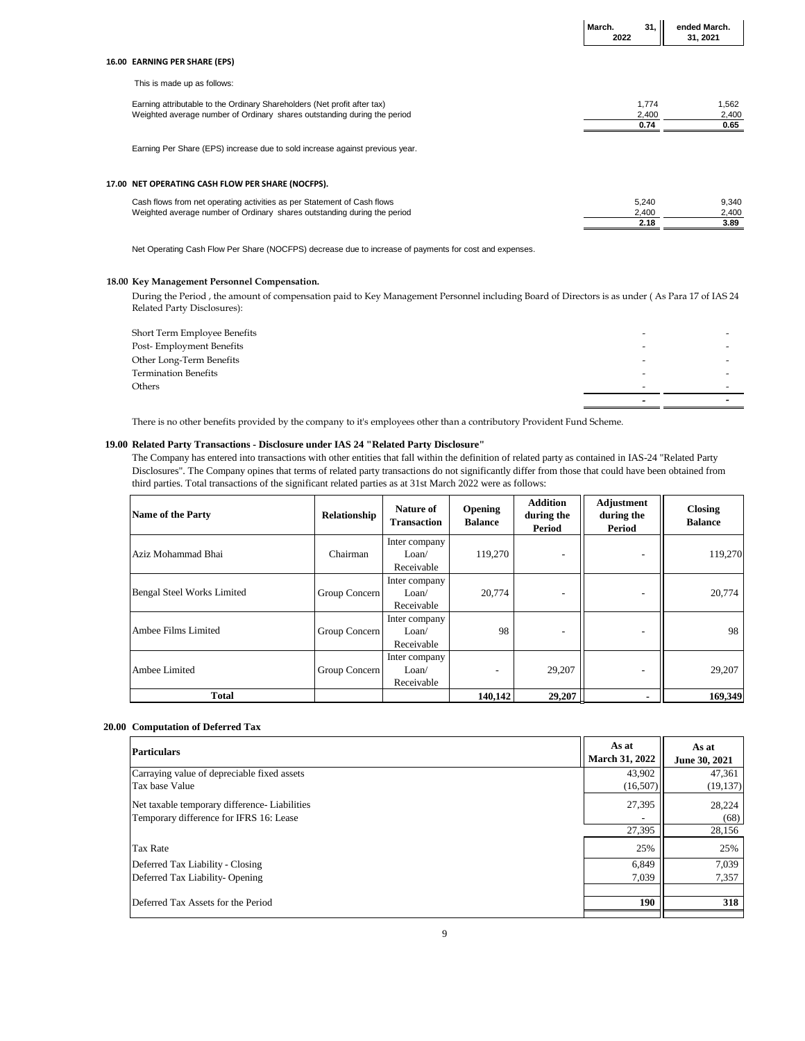| | March. 31, 2022 | ended March. 31, 2021 |
|---|---|---|

## 16.00 EARNING PER SHARE (EPS)

This is made up as follows:

| | March. 31, 2022 | ended March. 31, 2021 |
|---|---|---|
| Earning attributable to the Ordinary Shareholders (Net profit after tax) | 1,774 | 1,562 |
| Weighted average number of Ordinary shares outstanding during the period | 2,400 | 2,400 |
| | **0.74** | **0.65** |

Earning Per Share (EPS) increase due to sold increase against previous year.

## 17.00 NET OPERATING CASH FLOW PER SHARE (NOCFPS).

| | March. 31, 2022 | ended March. 31, 2021 |
|---|---|---|
| Cash flows from net operating activities as per Statement of Cash flows | 5,240 | 9,340 |
| Weighted average number of Ordinary shares outstanding during the period | 2,400 | 2,400 |
| | **2.18** | **3.89** |

Net Operating Cash Flow Per Share (NOCFPS) decrease due to increase of payments for cost and expenses.

## 18.00 Key Management Personnel Compensation.

During the Period , the amount of compensation paid to Key Management Personnel including Board of Directors is as under ( As Para 17 of IAS 24 Related Party Disclosures):

| | March. 31, 2022 | ended March. 31, 2021 |
|---|---|---|
| Short Term Employee Benefits | - | - |
| Post- Employment Benefits | - | - |
| Other Long-Term Benefits | - | - |
| Termination Benefits | - | - |
| Others | - | - |
| | **-** | **-** |

There is no other benefits provided by the company to it's employees other than a contributory Provident Fund Scheme.

## 19.00 Related Party Transactions - Disclosure under IAS 24 "Related Party Disclosure"

The Company has entered into transactions with other entities that fall within the definition of related party as contained in IAS-24 "Related Party Disclosures". The Company opines that terms of related party transactions do not significantly differ from those that could have been obtained from third parties. Total transactions of the significant related parties as at 31st March 2022 were as follows:

| Name of the Party | Relationship | Nature of Transaction | Opening Balance | Addition during the Period | Adjustment during the Period | Closing Balance |
|---|---|---|---|---|---|---|
| Aziz Mohammad Bhai | Chairman | Inter company Loan/ Receivable | 119,270 | - | - | 119,270 |
| Bengal Steel Works Limited | Group Concern | Inter company Loan/ Receivable | 20,774 | - | - | 20,774 |
| Ambee Films Limited | Group Concern | Inter company Loan/ Receivable | 98 | - | - | 98 |
| Ambee Limited | Group Concern | Inter company Loan/ Receivable | - | 29,207 | - | 29,207 |
| **Total** | | | **140,142** | **29,207** | **-** | **169,349** |

## 20.00 Computation of Deferred Tax

| Particulars | As at March 31, 2022 | As at June 30, 2021 |
|---|---|---|
| Carraying value of depreciable fixed assets | 43,902 | 47,361 |
| Tax base Value | (16,507) | (19,137) |
| Net taxable temporary difference- Liabilities | 27,395 | 28,224 |
| Temporary difference for IFRS 16: Lease | - | (68) |
| | 27,395 | 28,156 |
| Tax Rate | 25% | 25% |
| Deferred Tax Liability - Closing | 6,849 | 7,039 |
| Deferred Tax Liability- Opening | 7,039 | 7,357 |
| Deferred Tax Assets for the Period | **190** | **318** |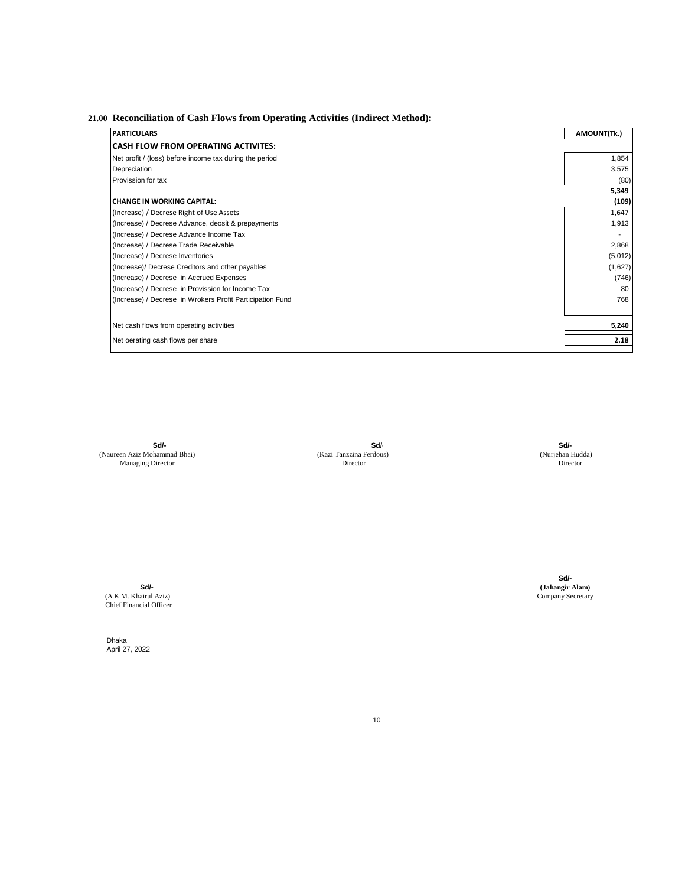### 21.00 Reconciliation of Cash Flows from Operating Activities (Indirect Method):

| PARTICULARS | AMOUNT(Tk.) |
|---|---|
| **CASH FLOW FROM OPERATING ACTIVITES:** | |
| Net profit / (loss) before income tax during the period | 1,854 |
| Depreciation | 3,575 |
| Provission for tax | (80) |
| | **5,349** |
| **CHANGE IN WORKING CAPITAL:** | **(109)** |
| (Increase) / Decrese Right of Use Assets | 1,647 |
| (Increase) / Decrese Advance, deosit & prepayments | 1,913 |
| (Increase) / Decrese Advance Income Tax | - |
| (Increase) / Decrese Trade Receivable | 2,868 |
| (Increase) / Decrese Inventories | (5,012) |
| (Increase)/ Decrese Creditors and other payables | (1,627) |
| (Increase) / Decrese in Accrued Expenses | (746) |
| (Increase) / Decrese in Provission for Income Tax | 80 |
| (Increase) / Decrese in Wrokers Profit Participation Fund | 768 |
| Net cash flows from operating activities | **5,240** |
| Net oerating cash flows per share | **2.18** |

**Sd/-**
(Naureen Aziz Mohammad Bhai)
Managing Director

**Sd/**
(Kazi Tanzzina Ferdous)
Director

**Sd/-**
(Nurjehan Hudda)
Director

**Sd/-**
(A.K.M. Khairul Aziz)
Chief Financial Officer

**Sd/-**
**(Jahangir Alam)**
Company Secretary

Dhaka
April 27, 2022